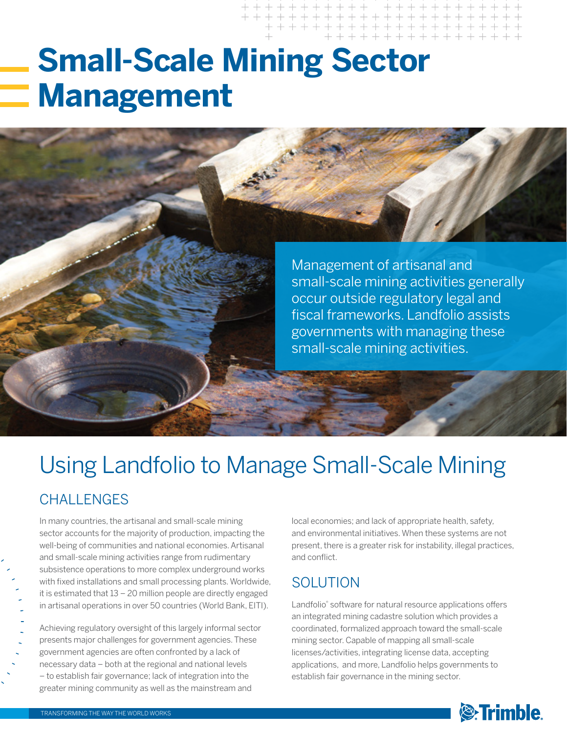# Small-Scale Mining Sector Management

Management of artisanal and small-scale mining activities generally occur outside regulatory legal and fiscal frameworks. Landfolio assists governments with managing these small-scale mining activities.

## Using Landfolio to Manage Small-Scale Mining

### CHALLENGES

In many countries, the artisanal and small-scale mining sector accounts for the majority of production, impacting the well-being of communities and national economies. Artisanal and small-scale mining activities range from rudimentary subsistence operations to more complex underground works with fixed installations and small processing plants. Worldwide, it is estimated that 13 – 20 million people are directly engaged in artisanal operations in over 50 countries (World Bank, EITI).

Achieving regulatory oversight of this largely informal sector presents major challenges for government agencies. These government agencies are often confronted by a lack of necessary data – both at the regional and national levels – to establish fair governance; lack of integration into the greater mining community as well as the mainstream and local economies; and lack of appropriate health, safety, and environmental initiatives. When these systems are not present, there is a greater risk for instability, illegal practices, and conflict.

### SOLUTION

Landfolio® software for natural resource applications offers an integrated mining cadastre solution which provides a coordinated, formalized approach toward the small-scale mining sector. Capable of mapping all small-scale licenses/activities, integrating license data, accepting applications, and more, Landfolio helps governments to establish fair governance in the mining sector.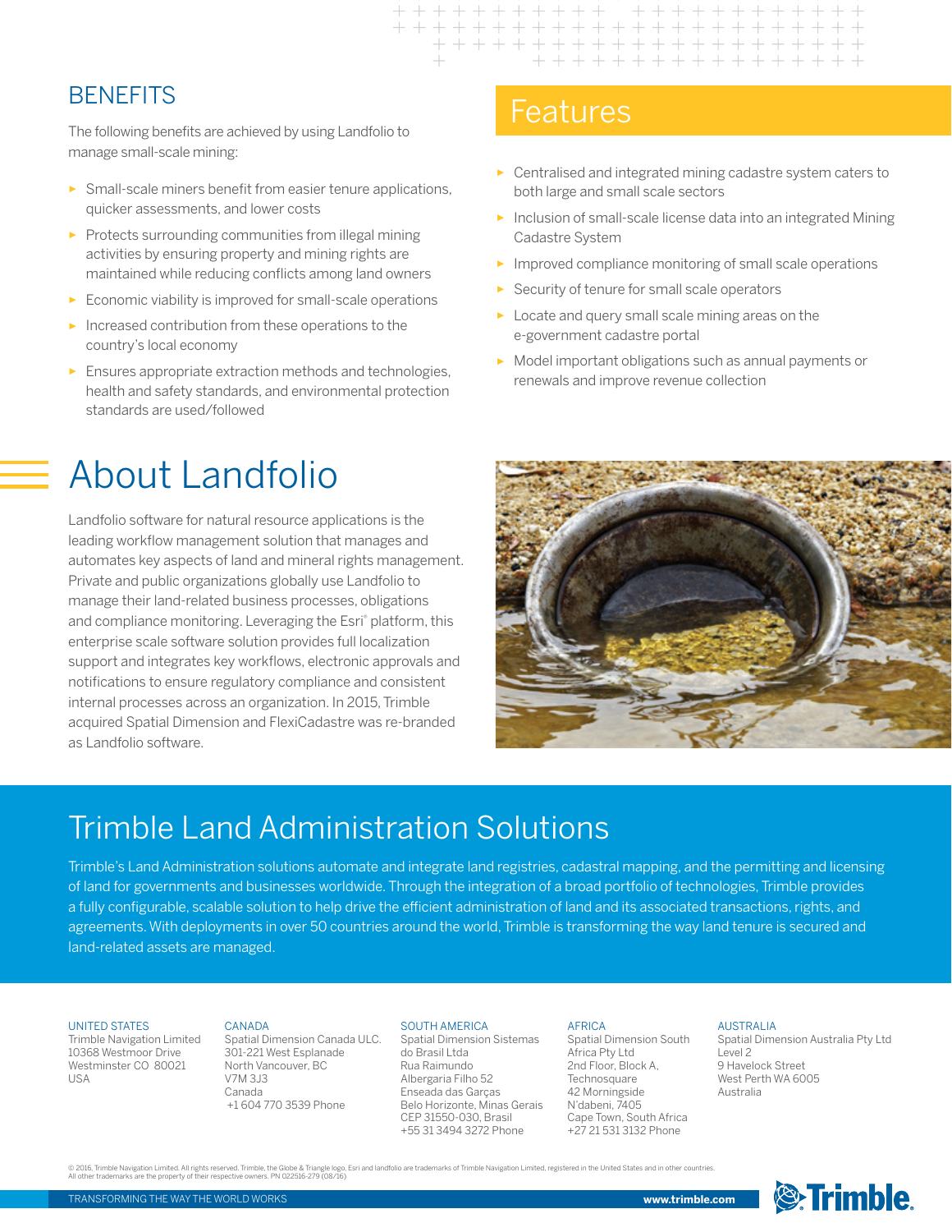## BENEFITS

The following benefits are achieved by using Landfolio to manage small-scale mining:

- Small-scale miners benefit from easier tenure applications, quicker assessments, and lower costs
- Protects surrounding communities from illegal mining activities by ensuring property and mining rights are maintained while reducing conflicts among land owners
- Economic viability is improved for small-scale operations
- Increased contribution from these operations to the country's local economy
- Ensures appropriate extraction methods and technologies, health and safety standards, and environmental protection standards are used/followed

## Features

- Centralised and integrated mining cadastre system caters to both large and small scale sectors
- Inclusion of small-scale license data into an integrated Mining Cadastre System
- Improved compliance monitoring of small scale operations
- Security of tenure for small scale operators
- Locate and query small scale mining areas on the e-government cadastre portal
- Model important obligations such as annual payments or renewals and improve revenue collection

# About Landfolio

Landfolio software for natural resource applications is the leading workflow management solution that manages and automates key aspects of land and mineral rights management. Private and public organizations globally use Landfolio to manage their land-related business processes, obligations and compliance monitoring. Leveraging the Esri® platform, this enterprise scale software solution provides full localization support and integrates key workflows, electronic approvals and notifications to ensure regulatory compliance and consistent internal processes across an organization. In 2015, Trimble acquired Spatial Dimension and FlexiCadastre was re-branded as Landfolio software.

# Trimble Land Administration Solutions

Trimble's Land Administration solutions automate and integrate land registries, cadastral mapping, and the permitting and licensing of land for governments and businesses worldwide. Through the integration of a broad portfolio of technologies, Trimble provides a fully configurable, scalable solution to help drive the efficient administration of land and its associated transactions, rights, and agreements. With deployments in over 50 countries around the world, Trimble is transforming the way land tenure is secured and land-related assets are managed.

UNITED STATES
Trimble Navigation Limited
10368 Westmoor Drive
Westminster CO 80021
USA

CANADA
Spatial Dimension Canada ULC.
301-221 West Esplanade
North Vancouver, BC
V7M 3J3
Canada
+1 604 770 3539 Phone

SOUTH AMERICA
Spatial Dimension Sistemas do Brasil Ltda
Rua Raimundo
Albergaria Filho 52
Enseada das Garças
Belo Horizonte, Minas Gerais
CEP 31550-030, Brasil
+55 31 3494 3272 Phone

AFRICA
Spatial Dimension South Africa Pty Ltd
2nd Floor, Block A,
Technosquare
42 Morningside
N'dabeni, 7405
Cape Town, South Africa
+27 21 531 3132 Phone

AUSTRALIA
Spatial Dimension Australia Pty Ltd
Level 2
9 Havelock Street
West Perth WA 6005
Australia

© 2016, Trimble Navigation Limited. All rights reserved. Trimble, the Globe & Triangle logo, Esri and landfolio are trademarks of Trimble Navigation Limited, registered in the United States and in other countries. All other trademarks are the property of their respective owners. PN 022516-279 (08/16)

TRANSFORMING THE WAY THE WORLD WORKS

www.trimble.com